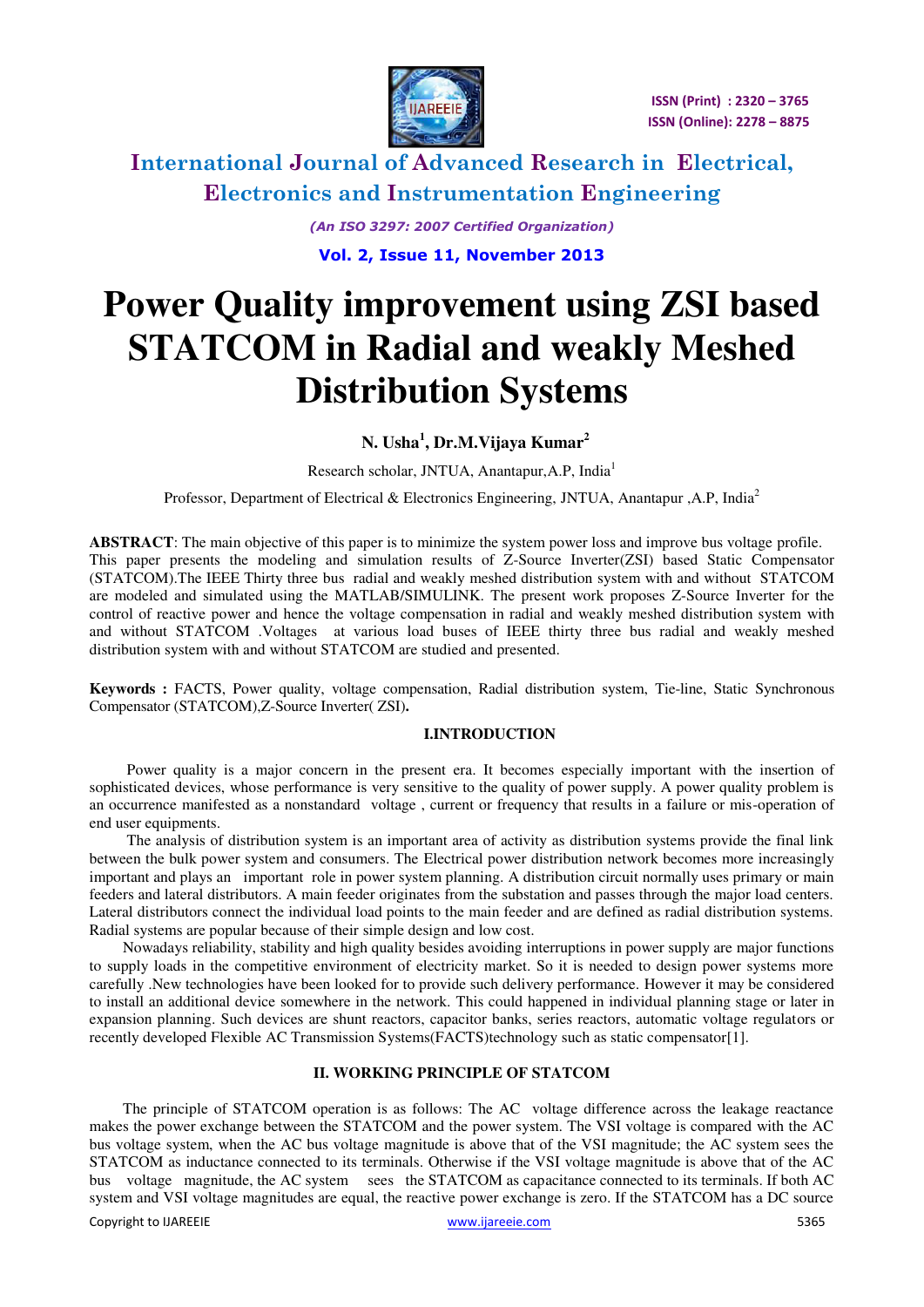# Power Quality improvement using ZSI based STATCOM in Radial and weakly Meshed Distribution Systems

**N. Usha[1], Dr.M.Vijaya Kumar[2]**

Research scholar, JNTUA, Anantapur,A.P, India[1]

Professor, Department of Electrical & Electronics Engineering, JNTUA, Anantapur ,A.P, India[2]

**ABSTRACT**: The main objective of this paper is to minimize the system power loss and improve bus voltage profile. This paper presents the modeling and simulation results of Z-Source Inverter(ZSI) based Static Compensator (STATCOM).The IEEE Thirty three bus radial and weakly meshed distribution system with and without STATCOM are modeled and simulated using the MATLAB/SIMULINK. The present work proposes Z-Source Inverter for the control of reactive power and hence the voltage compensation in radial and weakly meshed distribution system with and without STATCOM .Voltages at various load buses of IEEE thirty three bus radial and weakly meshed distribution system with and without STATCOM are studied and presented.

**Keywords :** FACTS, Power quality, voltage compensation, Radial distribution system, Tie-line, Static Synchronous Compensator (STATCOM),Z-Source Inverter( ZSI)**.**

## I.INTRODUCTION

Power quality is a major concern in the present era. It becomes especially important with the insertion of sophisticated devices, whose performance is very sensitive to the quality of power supply. A power quality problem is an occurrence manifested as a nonstandard voltage , current or frequency that results in a failure or mis-operation of end user equipments.

The analysis of distribution system is an important area of activity as distribution systems provide the final link between the bulk power system and consumers. The Electrical power distribution network becomes more increasingly important and plays an important role in power system planning. A distribution circuit normally uses primary or main feeders and lateral distributors. A main feeder originates from the substation and passes through the major load centers. Lateral distributors connect the individual load points to the main feeder and are defined as radial distribution systems. Radial systems are popular because of their simple design and low cost.

Nowadays reliability, stability and high quality besides avoiding interruptions in power supply are major functions to supply loads in the competitive environment of electricity market. So it is needed to design power systems more carefully .New technologies have been looked for to provide such delivery performance. However it may be considered to install an additional device somewhere in the network. This could happened in individual planning stage or later in expansion planning. Such devices are shunt reactors, capacitor banks, series reactors, automatic voltage regulators or recently developed Flexible AC Transmission Systems(FACTS)technology such as static compensator[1].

## II. WORKING PRINCIPLE OF STATCOM

The principle of STATCOM operation is as follows: The AC voltage difference across the leakage reactance makes the power exchange between the STATCOM and the power system. The VSI voltage is compared with the AC bus voltage system, when the AC bus voltage magnitude is above that of the VSI magnitude; the AC system sees the STATCOM as inductance connected to its terminals. Otherwise if the VSI voltage magnitude is above that of the AC bus voltage magnitude, the AC system sees the STATCOM as capacitance connected to its terminals. If both AC system and VSI voltage magnitudes are equal, the reactive power exchange is zero. If the STATCOM has a DC source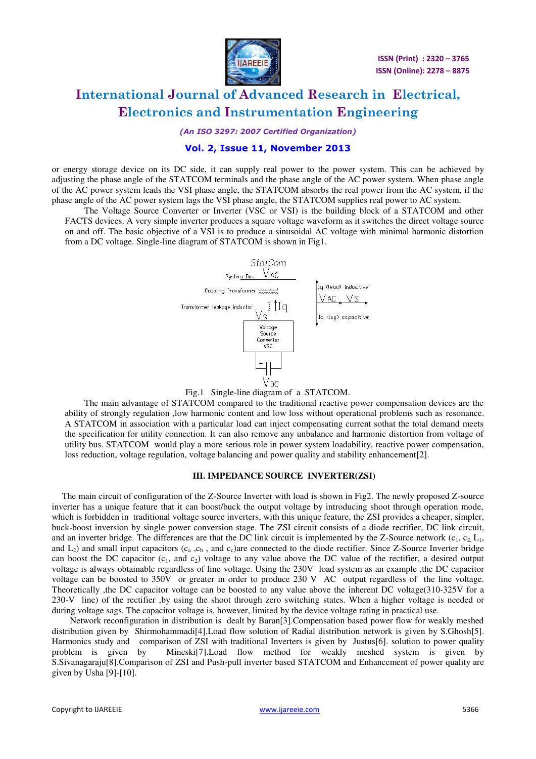or energy storage device on its DC side, it can supply real power to the power system. This can be achieved by adjusting the phase angle of the STATCOM terminals and the phase angle of the AC power system. When phase angle of the AC power system leads the VSI phase angle, the STATCOM absorbs the real power from the AC system, if the phase angle of the AC power system lags the VSI phase angle, the STATCOM supplies real power to AC system.

The Voltage Source Converter or Inverter (VSC or VSI) is the building block of a STATCOM and other FACTS devices. A very simple inverter produces a square voltage waveform as it switches the direct voltage source on and off. The basic objective of a VSI is to produce a sinusoidal AC voltage with minimal harmonic distortion from a DC voltage. Single-line diagram of STATCOM is shown in Fig1.

StatCom

System Bus $V_{AC}$

Coupling Transformer

Transformer leakage inductor

$I_q$

$V_S$

Voltage Source Converter VSC

$V_{DC}$

Iq (lead) inductive

$V_{AC}$ $V_S$

Iq (lag) capacitive

Fig.1 Single-line diagram of a STATCOM.

The main advantage of STATCOM compared to the traditional reactive power compensation devices are the ability of strongly regulation ,low harmonic content and low loss without operational problems such as resonance. A STATCOM in association with a particular load can inject compensating current sothat the total demand meets the specification for utility connection. It can also remove any unbalance and harmonic distortion from voltage of utility bus. STATCOM would play a more serious role in power system loadability, reactive power compensation, loss reduction, voltage regulation, voltage balancing and power quality and stability enhancement[2].

### III. IMPEDANCE SOURCE INVERTER(ZSI)

The main circuit of configuration of the Z-Source Inverter with load is shown in Fig2. The newly proposed Z-source inverter has a unique feature that it can boost/buck the output voltage by introducing shoot through operation mode, which is forbidden in traditional voltage source inverters, with this unique feature, the ZSI provides a cheaper, simpler, buck-boost inversion by single power conversion stage. The ZSI circuit consists of a diode rectifier, DC link circuit, and an inverter bridge. The differences are that the DC link circuit is implemented by the Z-Source network ($c_1$, $c_2$, $L_1$, and $L_2$) and small input capacitors ($c_a$ ,$c_b$ , and $c_c$)are connected to the diode rectifier. Since Z-Source Inverter bridge can boost the DC capacitor ($c_1$, and $c_2$) voltage to any value above the DC value of the rectifier, a desired output voltage is always obtainable regardless of line voltage. Using the 230V load system as an example ,the DC capacitor voltage can be boosted to 350V or greater in order to produce 230 V AC output regardless of the line voltage. Theoretically ,the DC capacitor voltage can be boosted to any value above the inherent DC voltage(310-325V for a 230-V line) of the rectifier ,by using the shoot through zero switching states. When a higher voltage is needed or during voltage sags. The capacitor voltage is, however, limited by the device voltage rating in practical use.

Network reconfiguration in distribution is dealt by Baran[3].Compensation based power flow for weakly meshed distribution given by Shirmohammadi[4].Load flow solution of Radial distribution network is given by S.Ghosh[5]. Harmonics study and comparison of ZSI with traditional Inverters is given by Justus[6]. solution to power quality problem is given by Mineski[7].Load flow method for weakly meshed system is given by S.Sivanagaraju[8].Comparison of ZSI and Push-pull inverter based STATCOM and Enhancement of power quality are given by Usha [9]-[10].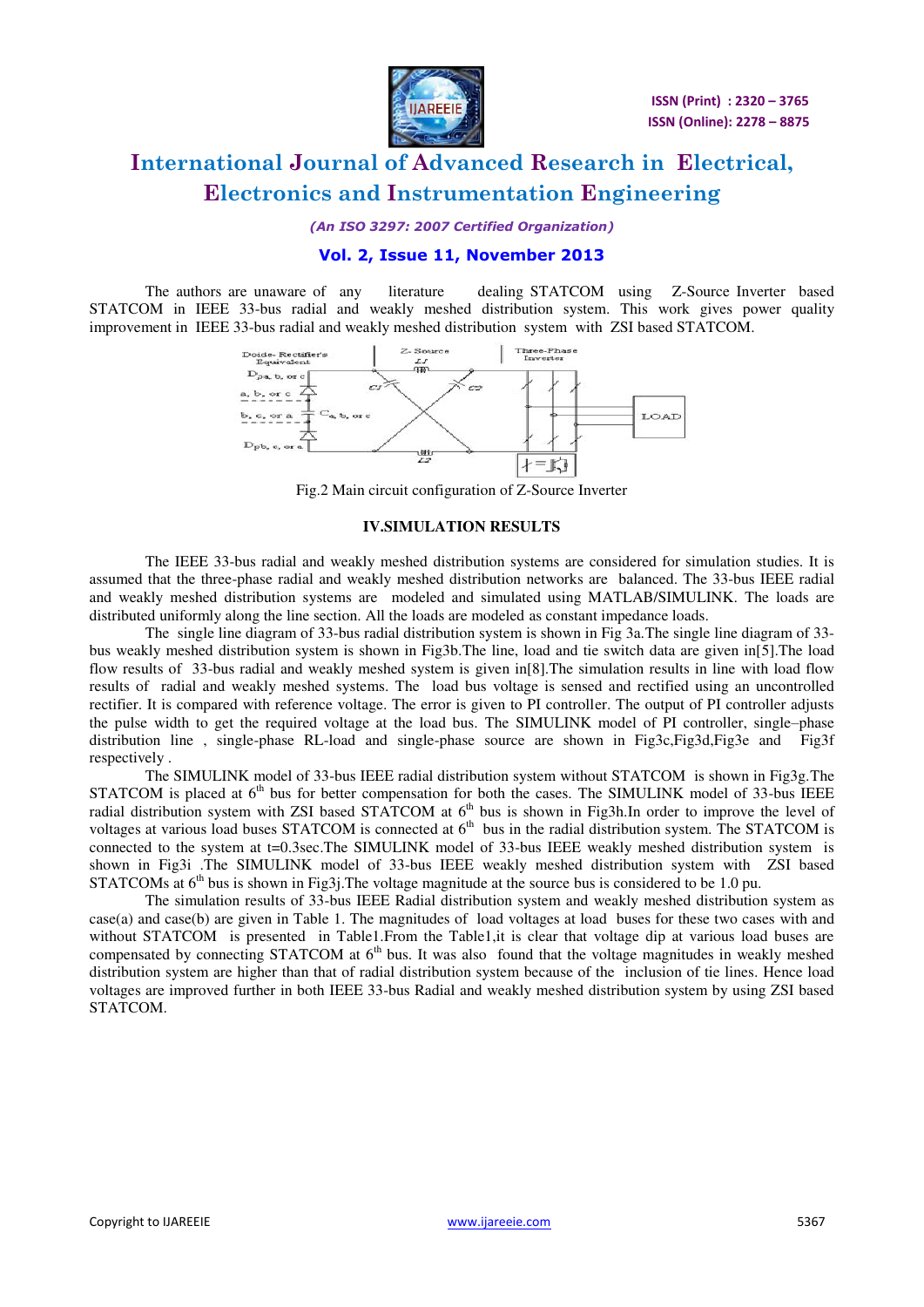The authors are unaware of any literature dealing STATCOM using Z-Source Inverter based STATCOM in IEEE 33-bus radial and weakly meshed distribution system. This work gives power quality improvement in IEEE 33-bus radial and weakly meshed distribution system with ZSI based STATCOM.

Fig.2 Main circuit configuration of Z-Source Inverter

## IV.SIMULATION RESULTS

The IEEE 33-bus radial and weakly meshed distribution systems are considered for simulation studies. It is assumed that the three-phase radial and weakly meshed distribution networks are balanced. The 33-bus IEEE radial and weakly meshed distribution systems are modeled and simulated using MATLAB/SIMULINK. The loads are distributed uniformly along the line section. All the loads are modeled as constant impedance loads.

The single line diagram of 33-bus radial distribution system is shown in Fig 3a.The single line diagram of 33-bus weakly meshed distribution system is shown in Fig3b.The line, load and tie switch data are given in[5].The load flow results of 33-bus radial and weakly meshed system is given in[8].The simulation results in line with load flow results of radial and weakly meshed systems. The load bus voltage is sensed and rectified using an uncontrolled rectifier. It is compared with reference voltage. The error is given to PI controller. The output of PI controller adjusts the pulse width to get the required voltage at the load bus. The SIMULINK model of PI controller, single–phase distribution line , single-phase RL-load and single-phase source are shown in Fig3c,Fig3d,Fig3e and Fig3f respectively .

The SIMULINK model of 33-bus IEEE radial distribution system without STATCOM is shown in Fig3g.The STATCOM is placed at 6th bus for better compensation for both the cases. The SIMULINK model of 33-bus IEEE radial distribution system with ZSI based STATCOM at 6th bus is shown in Fig3h.In order to improve the level of voltages at various load buses STATCOM is connected at 6th bus in the radial distribution system. The STATCOM is connected to the system at t=0.3sec.The SIMULINK model of 33-bus IEEE weakly meshed distribution system is shown in Fig3i .The SIMULINK model of 33-bus IEEE weakly meshed distribution system with ZSI based STATCOMs at 6th bus is shown in Fig3j.The voltage magnitude at the source bus is considered to be 1.0 pu.

The simulation results of 33-bus IEEE Radial distribution system and weakly meshed distribution system as case(a) and case(b) are given in Table 1. The magnitudes of load voltages at load buses for these two cases with and without STATCOM is presented in Table1.From the Table1,it is clear that voltage dip at various load buses are compensated by connecting STATCOM at 6th bus. It was also found that the voltage magnitudes in weakly meshed distribution system are higher than that of radial distribution system because of the inclusion of tie lines. Hence load voltages are improved further in both IEEE 33-bus Radial and weakly meshed distribution system by using ZSI based STATCOM.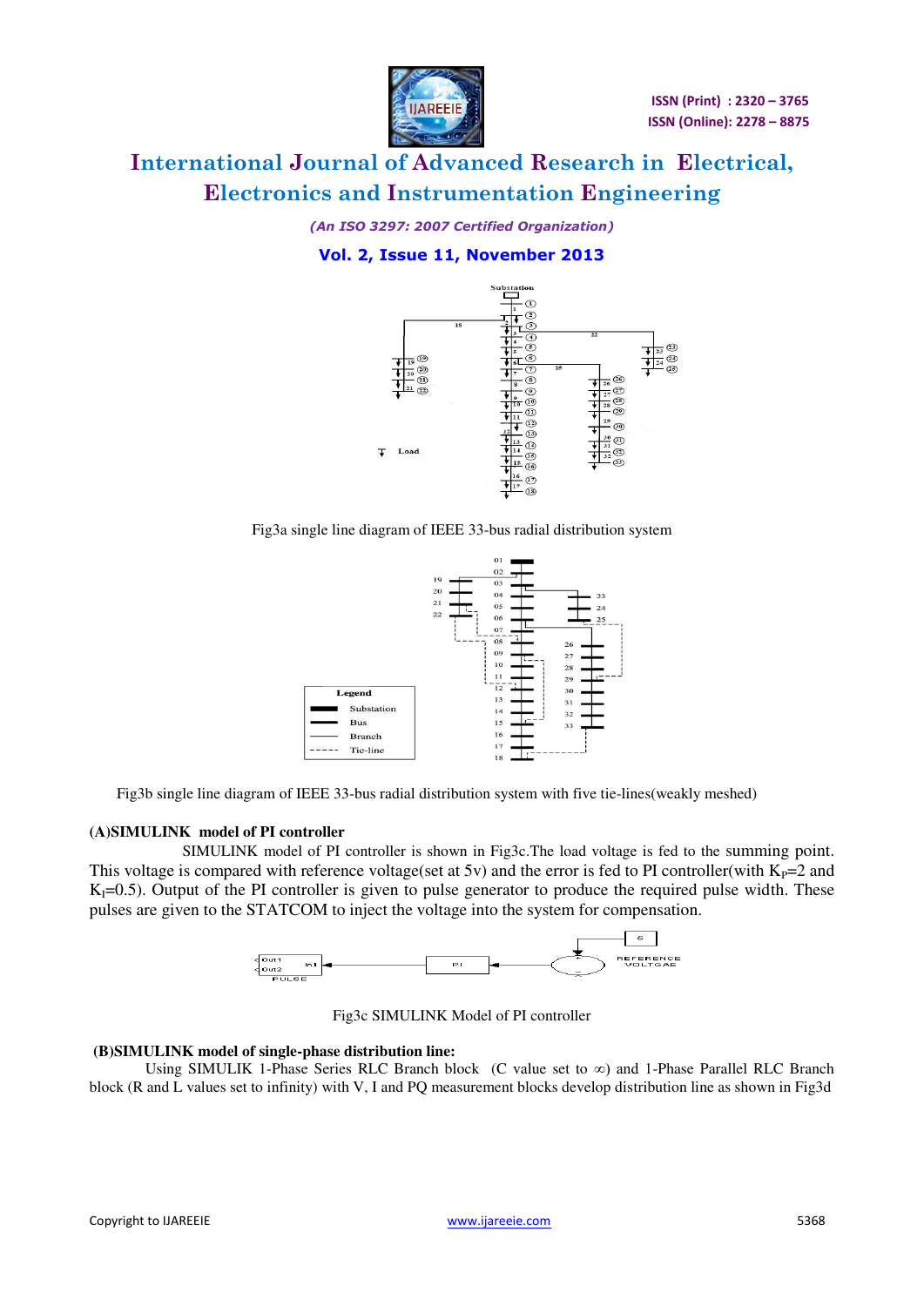Fig3a single line diagram of IEEE 33-bus radial distribution system

Fig3b single line diagram of IEEE 33-bus radial distribution system with five tie-lines(weakly meshed)

**(A)SIMULINK model of PI controller**

SIMULINK model of PI controller is shown in Fig3c.The load voltage is fed to the summing point. This voltage is compared with reference voltage(set at 5v) and the error is fed to PI controller(with $K_P$=2 and $K_I$=0.5). Output of the PI controller is given to pulse generator to produce the required pulse width. These pulses are given to the STATCOM to inject the voltage into the system for compensation.

Fig3c SIMULINK Model of PI controller

**(B)SIMULINK model of single-phase distribution line:**

Using SIMULIK 1-Phase Series RLC Branch block (C value set to ∞) and 1-Phase Parallel RLC Branch block (R and L values set to infinity) with V, I and PQ measurement blocks develop distribution line as shown in Fig3d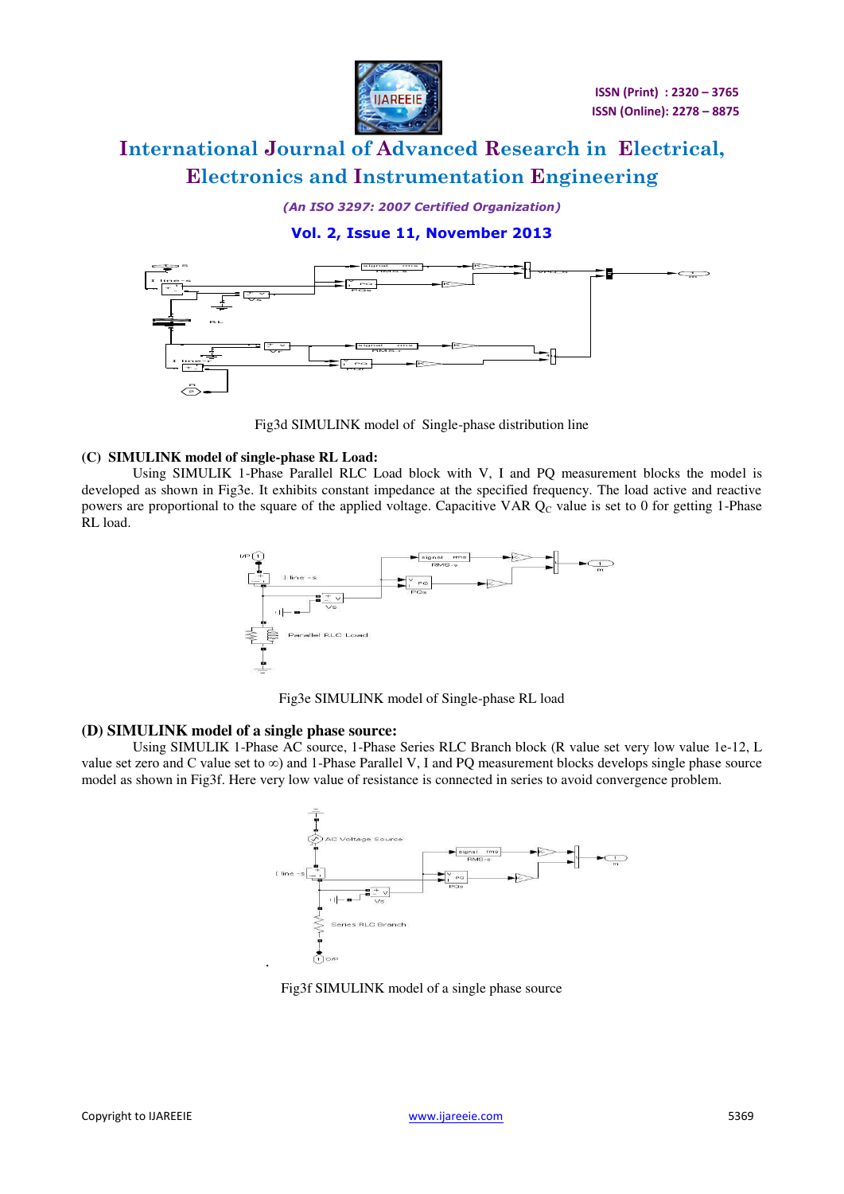Fig3d SIMULINK model of Single-phase distribution line

### (C) SIMULINK model of single-phase RL Load:

Using SIMULIK 1-Phase Parallel RLC Load block with V, I and PQ measurement blocks the model is developed as shown in Fig3e. It exhibits constant impedance at the specified frequency. The load active and reactive powers are proportional to the square of the applied voltage. Capacitive VAR $Q_C$ value is set to 0 for getting 1-Phase RL load.

Fig3e SIMULINK model of Single-phase RL load

### (D) SIMULINK model of a single phase source:

Using SIMULIK 1-Phase AC source, 1-Phase Series RLC Branch block (R value set very low value 1e-12, L value set zero and C value set to $\infty$) and 1-Phase Parallel V, I and PQ measurement blocks develops single phase source model as shown in Fig3f. Here very low value of resistance is connected in series to avoid convergence problem.

Fig3f SIMULINK model of a single phase source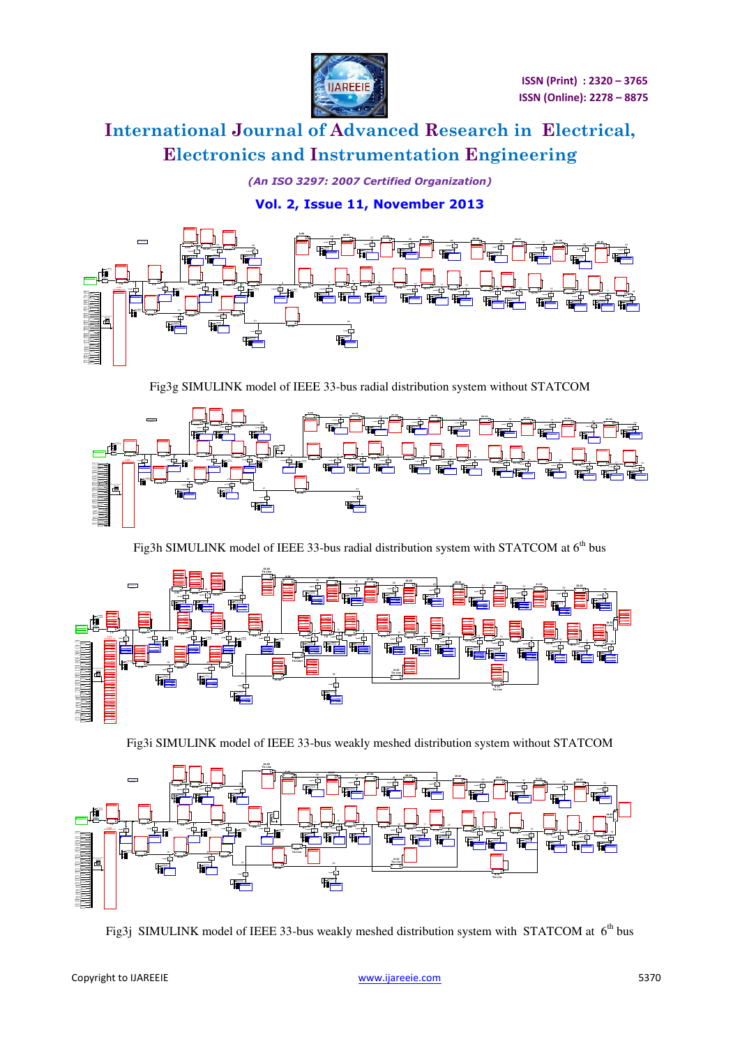Fig3g SIMULINK model of IEEE 33-bus radial distribution system without STATCOM

Fig3h SIMULINK model of IEEE 33-bus radial distribution system with STATCOM at 6[th] bus

Fig3i SIMULINK model of IEEE 33-bus weakly meshed distribution system without STATCOM

Fig3j SIMULINK model of IEEE 33-bus weakly meshed distribution system with STATCOM at 6[th] bus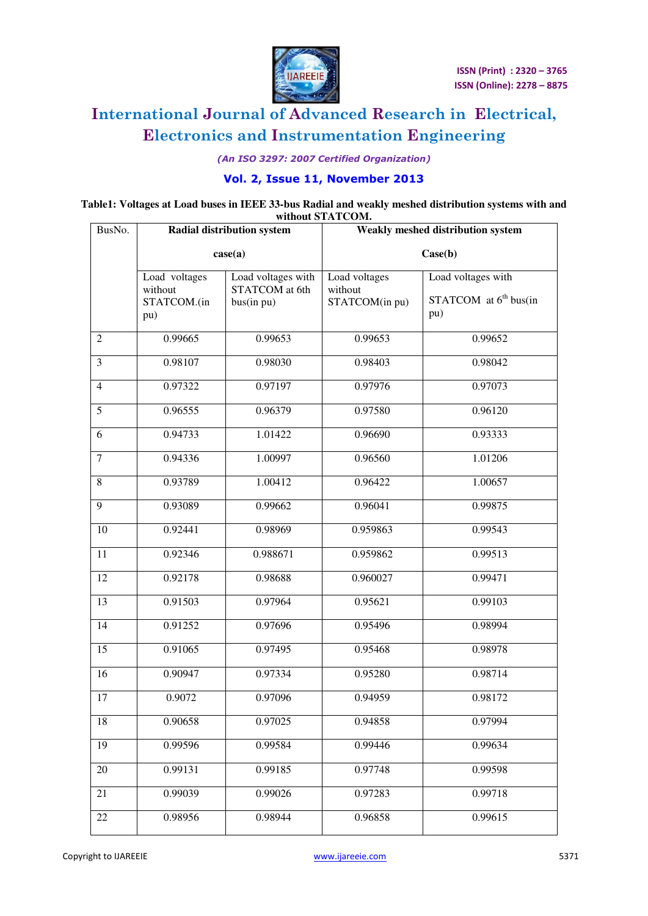**Table1: Voltages at Load buses in IEEE 33-bus Radial and weakly meshed distribution systems with and without STATCOM.**

| BusNo. | Radial distribution system case(a) | | Weakly meshed distribution system Case(b) | |
|---|---|---|---|---|
| | Load voltages without STATCOM.(in pu) | Load voltages with STATCOM at 6th bus(in pu) | Load voltages without STATCOM(in pu) | Load voltages with STATCOM at 6$^{th}$ bus(in pu) |
| 2 | 0.99665 | 0.99653 | 0.99653 | 0.99652 |
| 3 | 0.98107 | 0.98030 | 0.98403 | 0.98042 |
| 4 | 0.97322 | 0.97197 | 0.97976 | 0.97073 |
| 5 | 0.96555 | 0.96379 | 0.97580 | 0.96120 |
| 6 | 0.94733 | 1.01422 | 0.96690 | 0.93333 |
| 7 | 0.94336 | 1.00997 | 0.96560 | 1.01206 |
| 8 | 0.93789 | 1.00412 | 0.96422 | 1.00657 |
| 9 | 0.93089 | 0.99662 | 0.96041 | 0.99875 |
| 10 | 0.92441 | 0.98969 | 0.959863 | 0.99543 |
| 11 | 0.92346 | 0.988671 | 0.959862 | 0.99513 |
| 12 | 0.92178 | 0.98688 | 0.960027 | 0.99471 |
| 13 | 0.91503 | 0.97964 | 0.95621 | 0.99103 |
| 14 | 0.91252 | 0.97696 | 0.95496 | 0.98994 |
| 15 | 0.91065 | 0.97495 | 0.95468 | 0.98978 |
| 16 | 0.90947 | 0.97334 | 0.95280 | 0.98714 |
| 17 | 0.9072 | 0.97096 | 0.94959 | 0.98172 |
| 18 | 0.90658 | 0.97025 | 0.94858 | 0.97994 |
| 19 | 0.99596 | 0.99584 | 0.99446 | 0.99634 |
| 20 | 0.99131 | 0.99185 | 0.97748 | 0.99598 |
| 21 | 0.99039 | 0.99026 | 0.97283 | 0.99718 |
| 22 | 0.98956 | 0.98944 | 0.96858 | 0.99615 |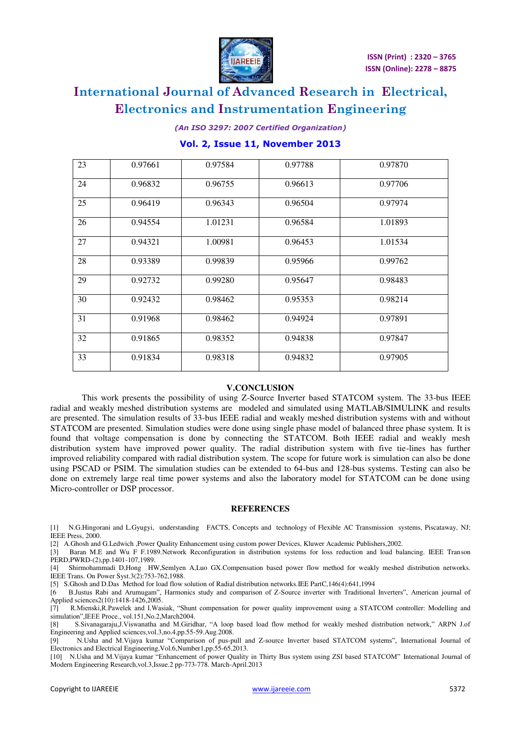| | | | | |
|---|---|---|---|---|
| 23 | 0.97661 | 0.97584 | 0.97788 | 0.97870 |
| 24 | 0.96832 | 0.96755 | 0.96613 | 0.97706 |
| 25 | 0.96419 | 0.96343 | 0.96504 | 0.97974 |
| 26 | 0.94554 | 1.01231 | 0.96584 | 1.01893 |
| 27 | 0.94321 | 1.00981 | 0.96453 | 1.01534 |
| 28 | 0.93389 | 0.99839 | 0.95966 | 0.99762 |
| 29 | 0.92732 | 0.99280 | 0.95647 | 0.98483 |
| 30 | 0.92432 | 0.98462 | 0.95353 | 0.98214 |
| 31 | 0.91968 | 0.98462 | 0.94924 | 0.97891 |
| 32 | 0.91865 | 0.98352 | 0.94838 | 0.97847 |
| 33 | 0.91834 | 0.98318 | 0.94832 | 0.97905 |

## V.CONCLUSION

This work presents the possibility of using Z-Source Inverter based STATCOM system. The 33-bus IEEE radial and weakly meshed distribution systems are modeled and simulated using MATLAB/SIMULINK and results are presented. The simulation results of 33-bus IEEE radial and weakly meshed distribution systems with and without STATCOM are presented. Simulation studies were done using single phase model of balanced three phase system. It is found that voltage compensation is done by connecting the STATCOM. Both IEEE radial and weakly mesh distribution system have improved power quality. The radial distribution system with five tie-lines has further improved reliability compared with radial distribution system. The scope for future work is simulation can also be done using PSCAD or PSIM. The simulation studies can be extended to 64-bus and 128-bus systems. Testing can also be done on extremely large real time power systems and also the laboratory model for STATCOM can be done using Micro-controller or DSP processor.

## REFERENCES

[1] N.G.Hingorani and L.Gyugyi, understanding FACTS, Concepts and technology of Flexible AC Transmission systems, Piscataway, NJ; IEEE Press, 2000.
[2] A.Ghosh and G.Ledwich ,Power Quality Enhancement using custom power Devices, Kluwer Academic Publishers,2002.
[3] Baran M.E and Wu F F.1989.Network Reconfiguration in distribution systems for loss reduction and load balancing. IEEE Transon PERD,PWRD-(2),pp.1401-107,1989.
[4] Shirmohammadi D,Hong HW,Semlyen A,Luo GX.Compensation based power flow method for weakly meshed distribution networks. IEEE Trans. On Power Syst.3(2):753-762,1988.
[5] S.Ghosh and D.Das Method for load flow solution of Radial distribution networks.IEE PartC,146(4):641,1994
[6 B.Justus Rabi and Arumugam", Harmonics study and comparison of Z-Source inverter with Traditional Inverters", American journal of Applied sciences2(10):1418-1426,2005.
[7] R.Mienski,R.Pawelek and I.Wasiak, "Shunt compensation for power quality improvement using a STATCOM controller: Modelling and simulation",IEEE Proce., vol.151,No.2,March2004.
[8] S.Sivanagaraju,J.Viswanatha and M.Giridhar, "A loop based load flow method for weakly meshed distribution network," ARPN J.of Engineering and Applied sciences,vol.3,no.4,pp.55-59.Aug.2008.
[9] N.Usha and M.Vijaya kumar "Comparison of pus-pull and Z-source Inverter based STATCOM systems", International Journal of Electronics and Electrical Engineering,Vol.6,Number1,pp.55-65,2013.
[10] N.Usha and M.Vijaya kumar "Enhancement of power Quality in Thirty Bus system using ZSI based STATCOM" International Journal of Modern Engineering Research,vol.3,Issue.2 pp-773-778. March-April.2013